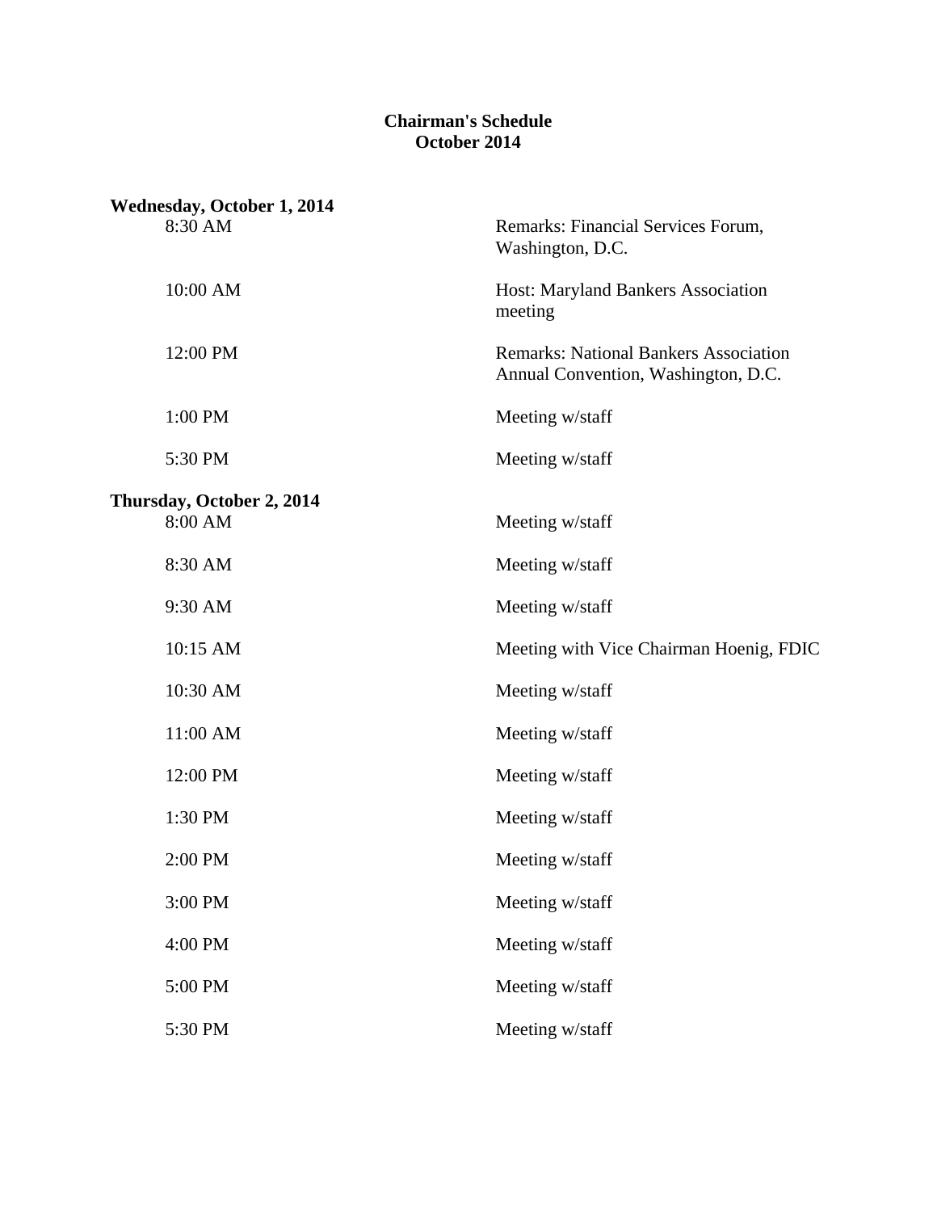# Chairman's Schedule
## October 2014

**Wednesday, October 1, 2014**

| | |
|---|---|
| 8:30 AM | Remarks: Financial Services Forum, Washington, D.C. |
| 10:00 AM | Host: Maryland Bankers Association meeting |
| 12:00 PM | Remarks: National Bankers Association Annual Convention, Washington, D.C. |
| 1:00 PM | Meeting w/staff |
| 5:30 PM | Meeting w/staff |

**Thursday, October 2, 2014**

| | |
|---|---|
| 8:00 AM | Meeting w/staff |
| 8:30 AM | Meeting w/staff |
| 9:30 AM | Meeting w/staff |
| 10:15 AM | Meeting with Vice Chairman Hoenig, FDIC |
| 10:30 AM | Meeting w/staff |
| 11:00 AM | Meeting w/staff |
| 12:00 PM | Meeting w/staff |
| 1:30 PM | Meeting w/staff |
| 2:00 PM | Meeting w/staff |
| 3:00 PM | Meeting w/staff |
| 4:00 PM | Meeting w/staff |
| 5:00 PM | Meeting w/staff |
| 5:30 PM | Meeting w/staff |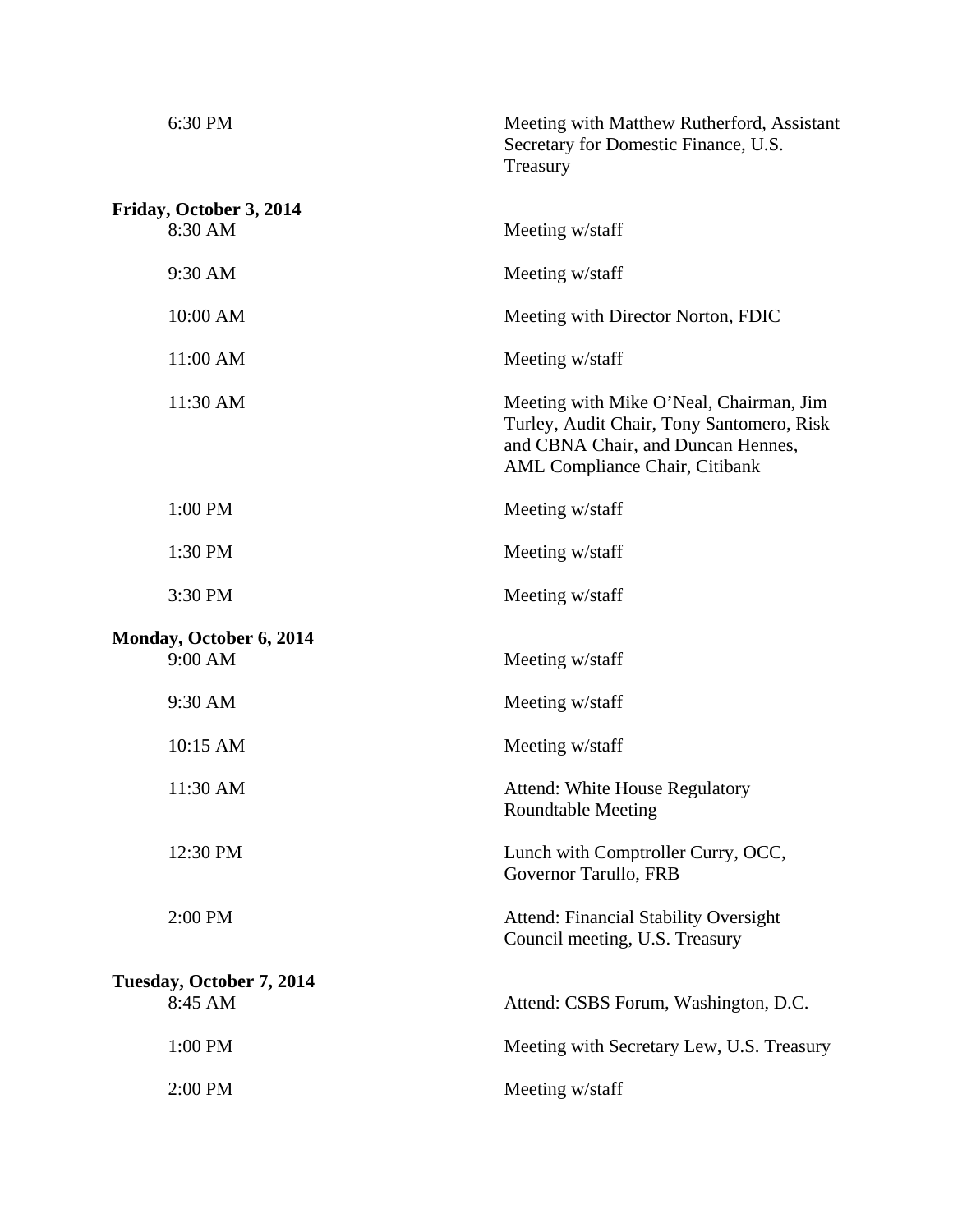| | |
|---|---|
| 6:30 PM | Meeting with Matthew Rutherford, Assistant Secretary for Domestic Finance, U.S. Treasury |

**Friday, October 3, 2014**

| | |
|---|---|
| 8:30 AM | Meeting w/staff |
| 9:30 AM | Meeting w/staff |
| 10:00 AM | Meeting with Director Norton, FDIC |
| 11:00 AM | Meeting w/staff |
| 11:30 AM | Meeting with Mike O'Neal, Chairman, Jim Turley, Audit Chair, Tony Santomero, Risk and CBNA Chair, and Duncan Hennes, AML Compliance Chair, Citibank |
| 1:00 PM | Meeting w/staff |
| 1:30 PM | Meeting w/staff |
| 3:30 PM | Meeting w/staff |

**Monday, October 6, 2014**

| | |
|---|---|
| 9:00 AM | Meeting w/staff |
| 9:30 AM | Meeting w/staff |
| 10:15 AM | Meeting w/staff |
| 11:30 AM | Attend: White House Regulatory Roundtable Meeting |
| 12:30 PM | Lunch with Comptroller Curry, OCC, Governor Tarullo, FRB |
| 2:00 PM | Attend: Financial Stability Oversight Council meeting, U.S. Treasury |

**Tuesday, October 7, 2014**

| | |
|---|---|
| 8:45 AM | Attend: CSBS Forum, Washington, D.C. |
| 1:00 PM | Meeting with Secretary Lew, U.S. Treasury |
| 2:00 PM | Meeting w/staff |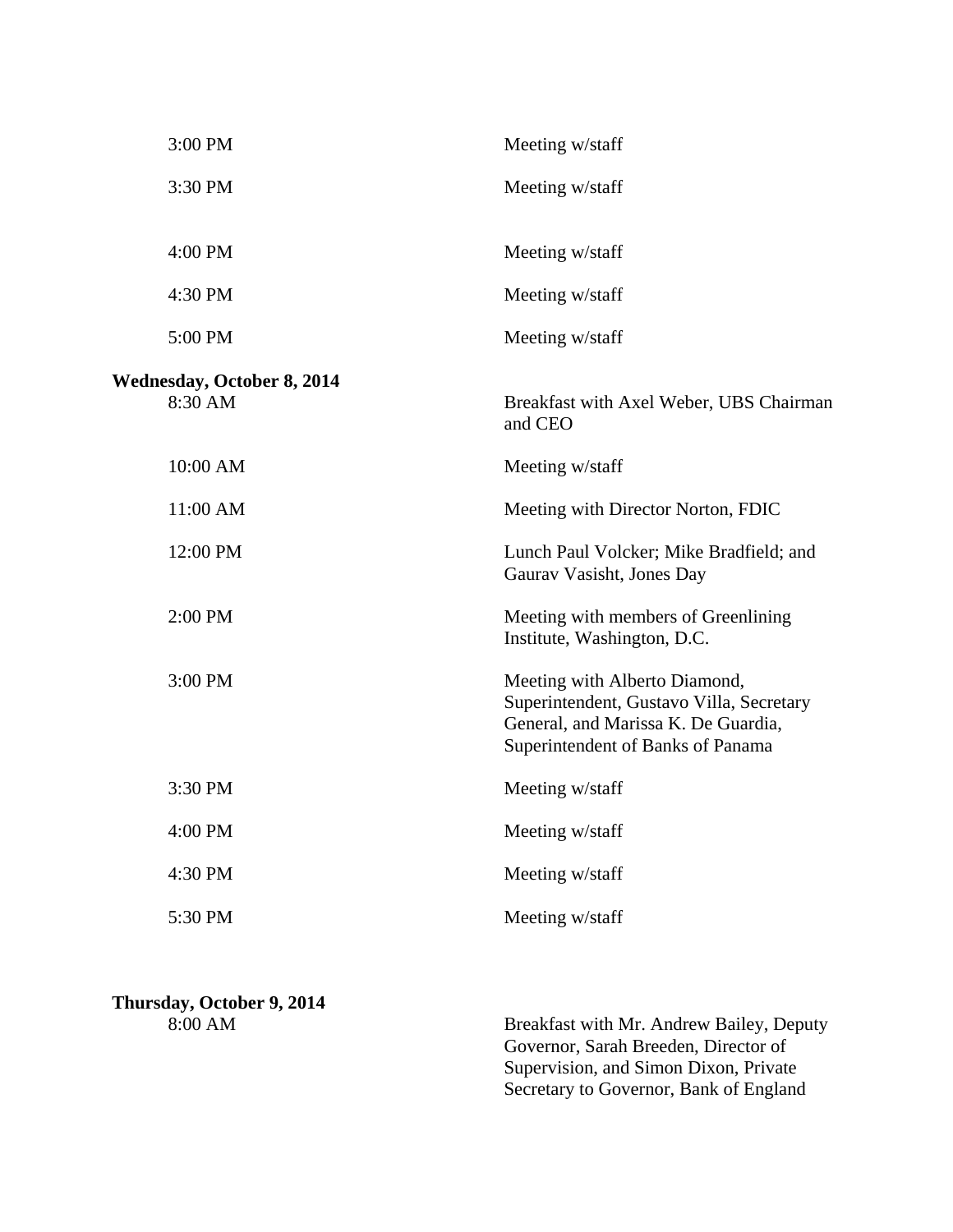| | |
|---|---|
| 3:00 PM | Meeting w/staff |
| 3:30 PM | Meeting w/staff |
| 4:00 PM | Meeting w/staff |
| 4:30 PM | Meeting w/staff |
| 5:00 PM | Meeting w/staff |

**Wednesday, October 8, 2014**

| | |
|---|---|
| 8:30 AM | Breakfast with Axel Weber, UBS Chairman and CEO |
| 10:00 AM | Meeting w/staff |
| 11:00 AM | Meeting with Director Norton, FDIC |
| 12:00 PM | Lunch Paul Volcker; Mike Bradfield; and Gaurav Vasisht, Jones Day |
| 2:00 PM | Meeting with members of Greenlining Institute, Washington, D.C. |
| 3:00 PM | Meeting with Alberto Diamond, Superintendent, Gustavo Villa, Secretary General, and Marissa K. De Guardia, Superintendent of Banks of Panama |
| 3:30 PM | Meeting w/staff |
| 4:00 PM | Meeting w/staff |
| 4:30 PM | Meeting w/staff |
| 5:30 PM | Meeting w/staff |

**Thursday, October 9, 2014**

| | |
|---|---|
| 8:00 AM | Breakfast with Mr. Andrew Bailey, Deputy Governor, Sarah Breeden, Director of Supervision, and Simon Dixon, Private Secretary to Governor, Bank of England |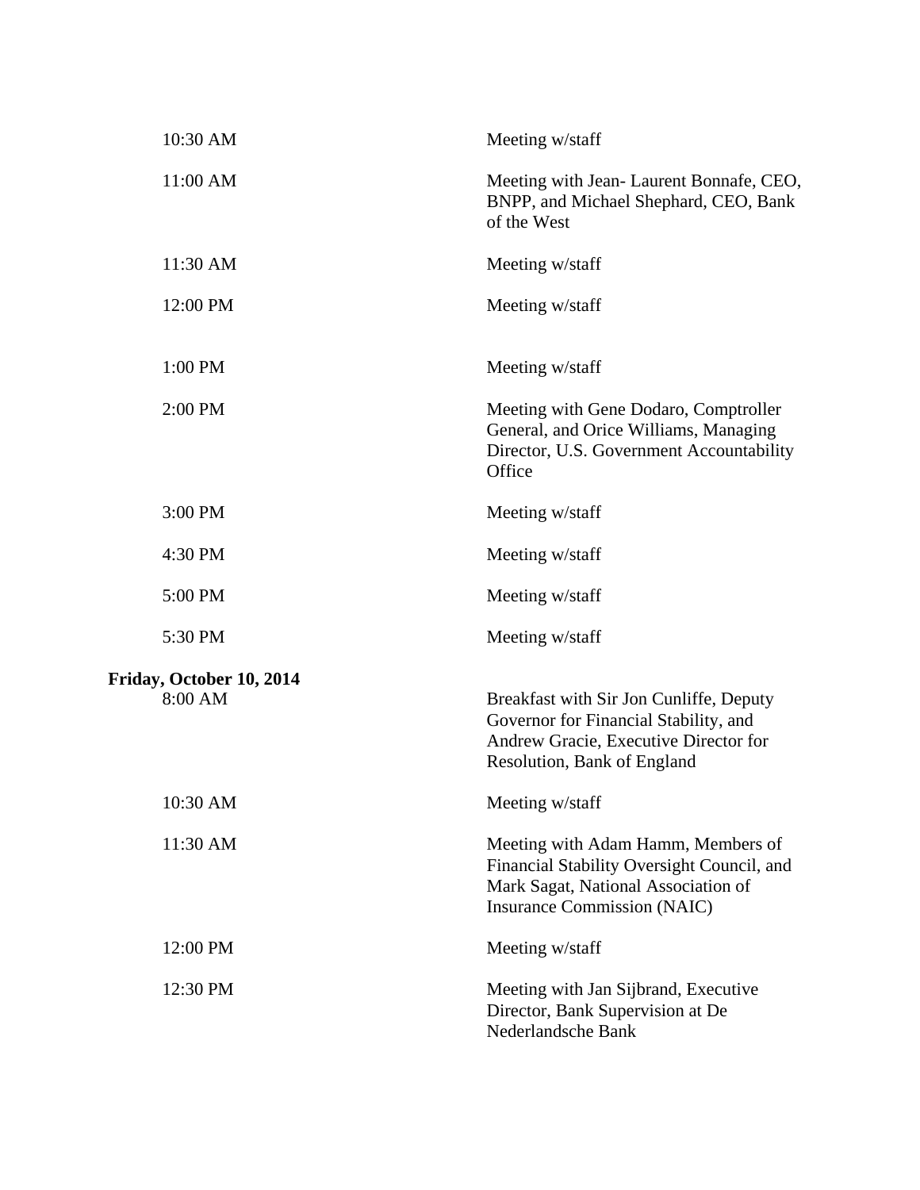| | |
|---|---|
| 10:30 AM | Meeting w/staff |
| 11:00 AM | Meeting with Jean- Laurent Bonnafe, CEO, BNPP, and Michael Shephard, CEO, Bank of the West |
| 11:30 AM | Meeting w/staff |
| 12:00 PM | Meeting w/staff |
| 1:00 PM | Meeting w/staff |
| 2:00 PM | Meeting with Gene Dodaro, Comptroller General, and Orice Williams, Managing Director, U.S. Government Accountability Office |
| 3:00 PM | Meeting w/staff |
| 4:30 PM | Meeting w/staff |
| 5:00 PM | Meeting w/staff |
| 5:30 PM | Meeting w/staff |

**Friday, October 10, 2014**

| | |
|---|---|
| 8:00 AM | Breakfast with Sir Jon Cunliffe, Deputy Governor for Financial Stability, and Andrew Gracie, Executive Director for Resolution, Bank of England |
| 10:30 AM | Meeting w/staff |
| 11:30 AM | Meeting with Adam Hamm, Members of Financial Stability Oversight Council, and Mark Sagat, National Association of Insurance Commission (NAIC) |
| 12:00 PM | Meeting w/staff |
| 12:30 PM | Meeting with Jan Sijbrand, Executive Director, Bank Supervision at De Nederlandsche Bank |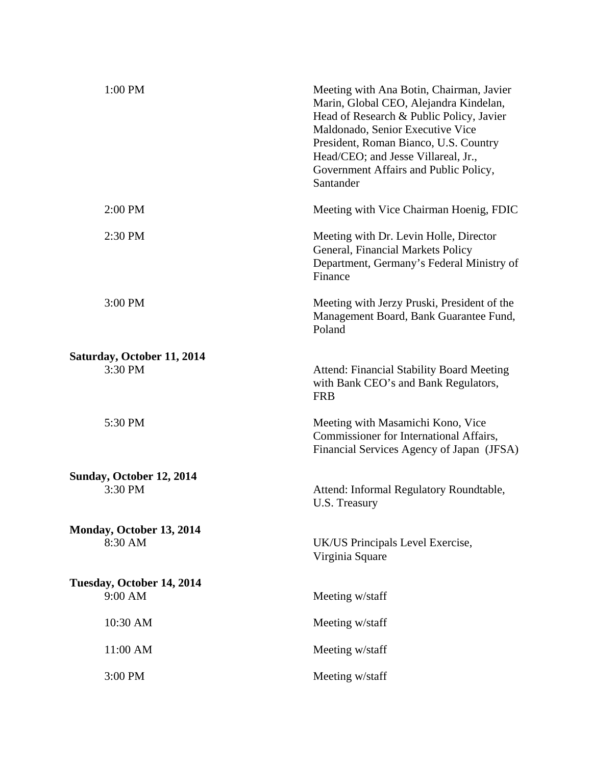| | |
|---|---|
| 1:00 PM | Meeting with Ana Botin, Chairman, Javier Marin, Global CEO, Alejandra Kindelan, Head of Research & Public Policy, Javier Maldonado, Senior Executive Vice President, Roman Bianco, U.S. Country Head/CEO; and Jesse Villareal, Jr., Government Affairs and Public Policy, Santander |
| 2:00 PM | Meeting with Vice Chairman Hoenig, FDIC |
| 2:30 PM | Meeting with Dr. Levin Holle, Director General, Financial Markets Policy Department, Germany's Federal Ministry of Finance |
| 3:00 PM | Meeting with Jerzy Pruski, President of the Management Board, Bank Guarantee Fund, Poland |

**Saturday, October 11, 2014**

| | |
|---|---|
| 3:30 PM | Attend: Financial Stability Board Meeting with Bank CEO's and Bank Regulators, FRB |
| 5:30 PM | Meeting with Masamichi Kono, Vice Commissioner for International Affairs, Financial Services Agency of Japan (JFSA) |

**Sunday, October 12, 2014**

| | |
|---|---|
| 3:30 PM | Attend: Informal Regulatory Roundtable, U.S. Treasury |

**Monday, October 13, 2014**

| | |
|---|---|
| 8:30 AM | UK/US Principals Level Exercise, Virginia Square |

**Tuesday, October 14, 2014**

| | |
|---|---|
| 9:00 AM | Meeting w/staff |
| 10:30 AM | Meeting w/staff |
| 11:00 AM | Meeting w/staff |
| 3:00 PM | Meeting w/staff |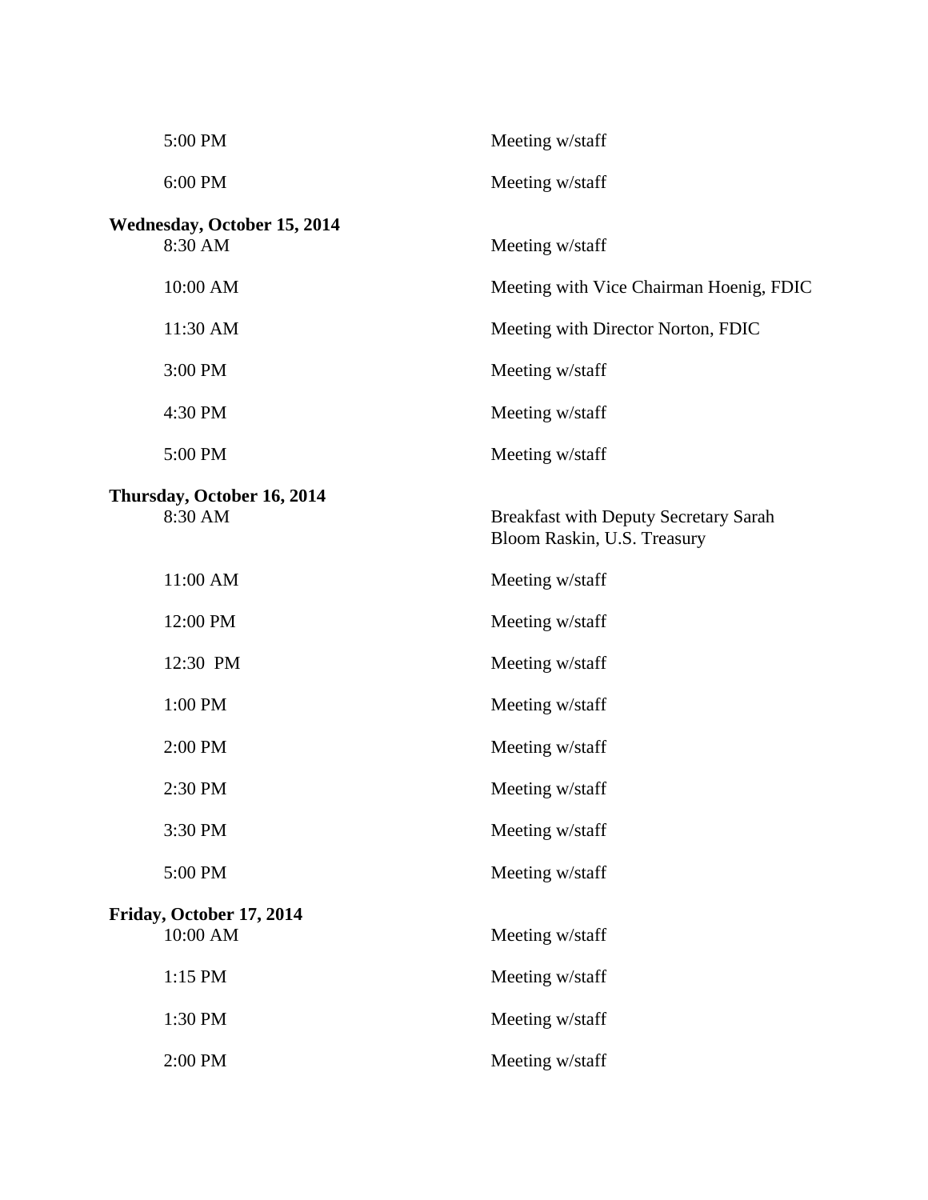| | |
|---|---|
| 5:00 PM | Meeting w/staff |
| 6:00 PM | Meeting w/staff |

**Wednesday, October 15, 2014**

| | |
|---|---|
| 8:30 AM | Meeting w/staff |
| 10:00 AM | Meeting with Vice Chairman Hoenig, FDIC |
| 11:30 AM | Meeting with Director Norton, FDIC |
| 3:00 PM | Meeting w/staff |
| 4:30 PM | Meeting w/staff |
| 5:00 PM | Meeting w/staff |

**Thursday, October 16, 2014**

| | |
|---|---|
| 8:30 AM | Breakfast with Deputy Secretary Sarah Bloom Raskin, U.S. Treasury |
| 11:00 AM | Meeting w/staff |
| 12:00 PM | Meeting w/staff |
| 12:30 PM | Meeting w/staff |
| 1:00 PM | Meeting w/staff |
| 2:00 PM | Meeting w/staff |
| 2:30 PM | Meeting w/staff |
| 3:30 PM | Meeting w/staff |
| 5:00 PM | Meeting w/staff |

**Friday, October 17, 2014**

| | |
|---|---|
| 10:00 AM | Meeting w/staff |
| 1:15 PM | Meeting w/staff |
| 1:30 PM | Meeting w/staff |
| 2:00 PM | Meeting w/staff |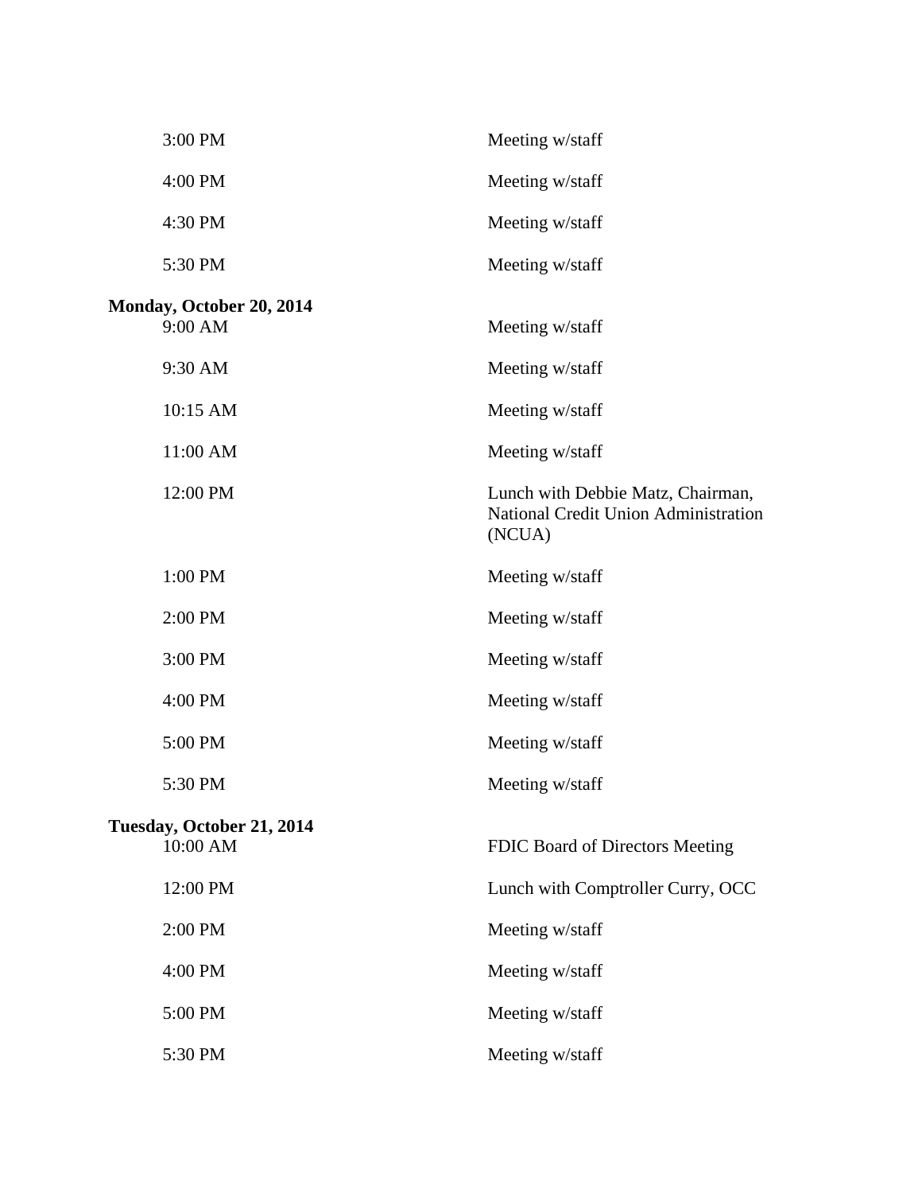| | |
|---|---|
| 3:00 PM | Meeting w/staff |
| 4:00 PM | Meeting w/staff |
| 4:30 PM | Meeting w/staff |
| 5:30 PM | Meeting w/staff |

**Monday, October 20, 2014**

| | |
|---|---|
| 9:00 AM | Meeting w/staff |
| 9:30 AM | Meeting w/staff |
| 10:15 AM | Meeting w/staff |
| 11:00 AM | Meeting w/staff |
| 12:00 PM | Lunch with Debbie Matz, Chairman, National Credit Union Administration (NCUA) |
| 1:00 PM | Meeting w/staff |
| 2:00 PM | Meeting w/staff |
| 3:00 PM | Meeting w/staff |
| 4:00 PM | Meeting w/staff |
| 5:00 PM | Meeting w/staff |
| 5:30 PM | Meeting w/staff |

**Tuesday, October 21, 2014**

| | |
|---|---|
| 10:00 AM | FDIC Board of Directors Meeting |
| 12:00 PM | Lunch with Comptroller Curry, OCC |
| 2:00 PM | Meeting w/staff |
| 4:00 PM | Meeting w/staff |
| 5:00 PM | Meeting w/staff |
| 5:30 PM | Meeting w/staff |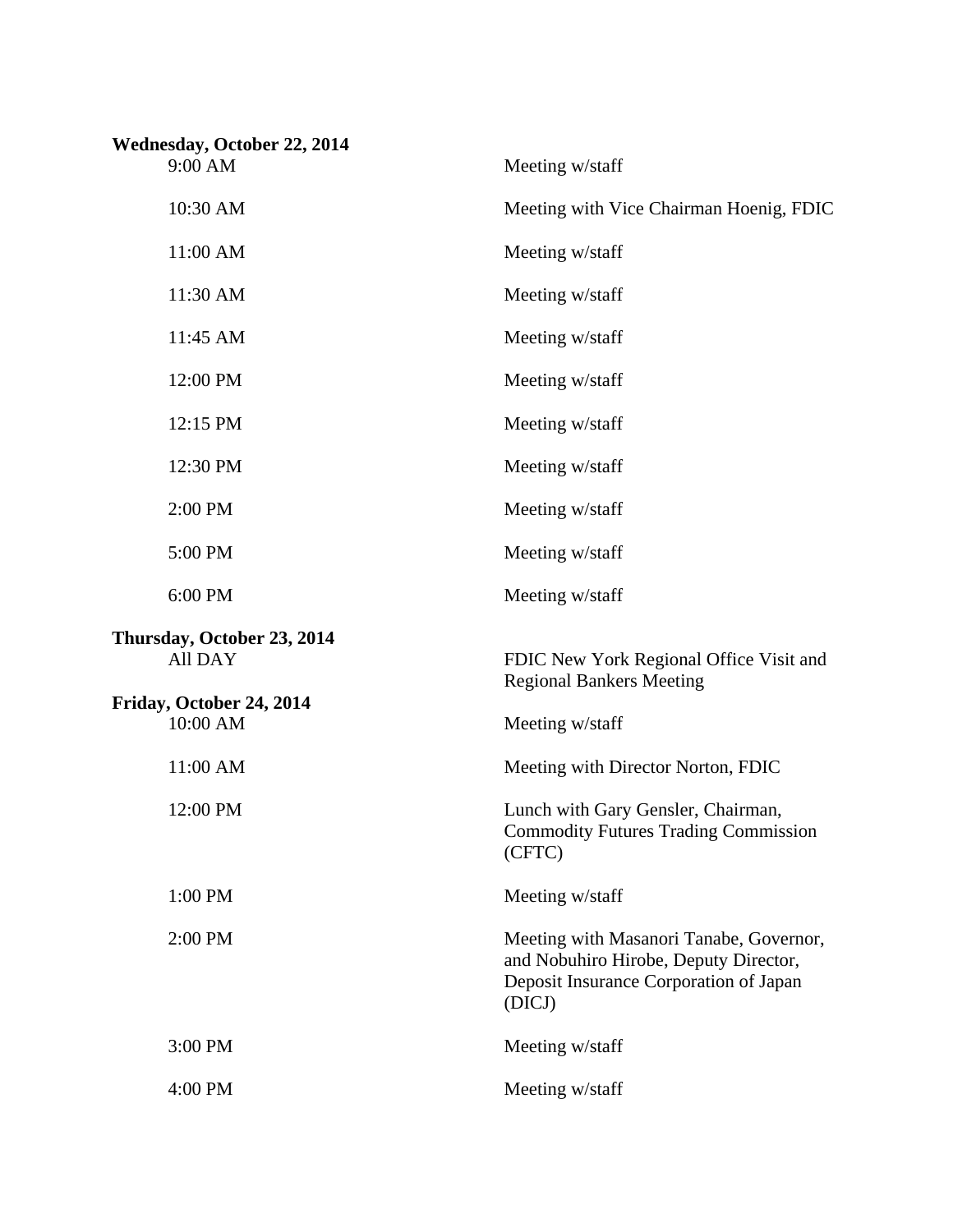**Wednesday, October 22, 2014**

| | |
|---|---|
| 9:00 AM | Meeting w/staff |
| 10:30 AM | Meeting with Vice Chairman Hoenig, FDIC |
| 11:00 AM | Meeting w/staff |
| 11:30 AM | Meeting w/staff |
| 11:45 AM | Meeting w/staff |
| 12:00 PM | Meeting w/staff |
| 12:15 PM | Meeting w/staff |
| 12:30 PM | Meeting w/staff |
| 2:00 PM | Meeting w/staff |
| 5:00 PM | Meeting w/staff |
| 6:00 PM | Meeting w/staff |

**Thursday, October 23, 2014**

| | |
|---|---|
| All DAY | FDIC New York Regional Office Visit and Regional Bankers Meeting |

**Friday, October 24, 2014**

| | |
|---|---|
| 10:00 AM | Meeting w/staff |
| 11:00 AM | Meeting with Director Norton, FDIC |
| 12:00 PM | Lunch with Gary Gensler, Chairman, Commodity Futures Trading Commission (CFTC) |
| 1:00 PM | Meeting w/staff |
| 2:00 PM | Meeting with Masanori Tanabe, Governor, and Nobuhiro Hirobe, Deputy Director, Deposit Insurance Corporation of Japan (DICJ) |
| 3:00 PM | Meeting w/staff |
| 4:00 PM | Meeting w/staff |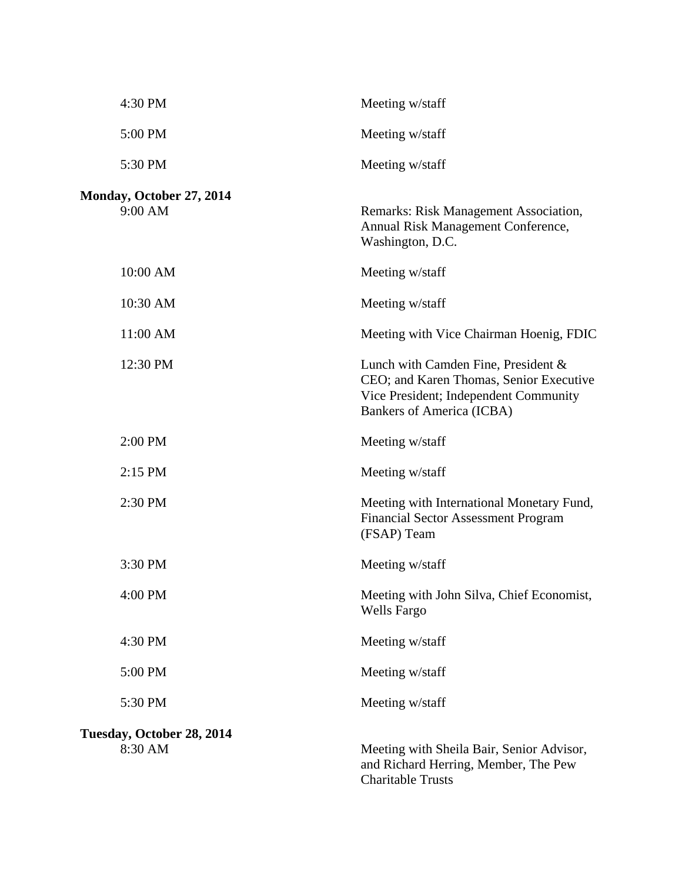| | |
|---|---|
| 4:30 PM | Meeting w/staff |
| 5:00 PM | Meeting w/staff |
| 5:30 PM | Meeting w/staff |

**Monday, October 27, 2014**

| | |
|---|---|
| 9:00 AM | Remarks: Risk Management Association, Annual Risk Management Conference, Washington, D.C. |
| 10:00 AM | Meeting w/staff |
| 10:30 AM | Meeting w/staff |
| 11:00 AM | Meeting with Vice Chairman Hoenig, FDIC |
| 12:30 PM | Lunch with Camden Fine, President & CEO; and Karen Thomas, Senior Executive Vice President; Independent Community Bankers of America (ICBA) |
| 2:00 PM | Meeting w/staff |
| 2:15 PM | Meeting w/staff |
| 2:30 PM | Meeting with International Monetary Fund, Financial Sector Assessment Program (FSAP) Team |
| 3:30 PM | Meeting w/staff |
| 4:00 PM | Meeting with John Silva, Chief Economist, Wells Fargo |
| 4:30 PM | Meeting w/staff |
| 5:00 PM | Meeting w/staff |
| 5:30 PM | Meeting w/staff |

**Tuesday, October 28, 2014**

| | |
|---|---|
| 8:30 AM | Meeting with Sheila Bair, Senior Advisor, and Richard Herring, Member, The Pew Charitable Trusts |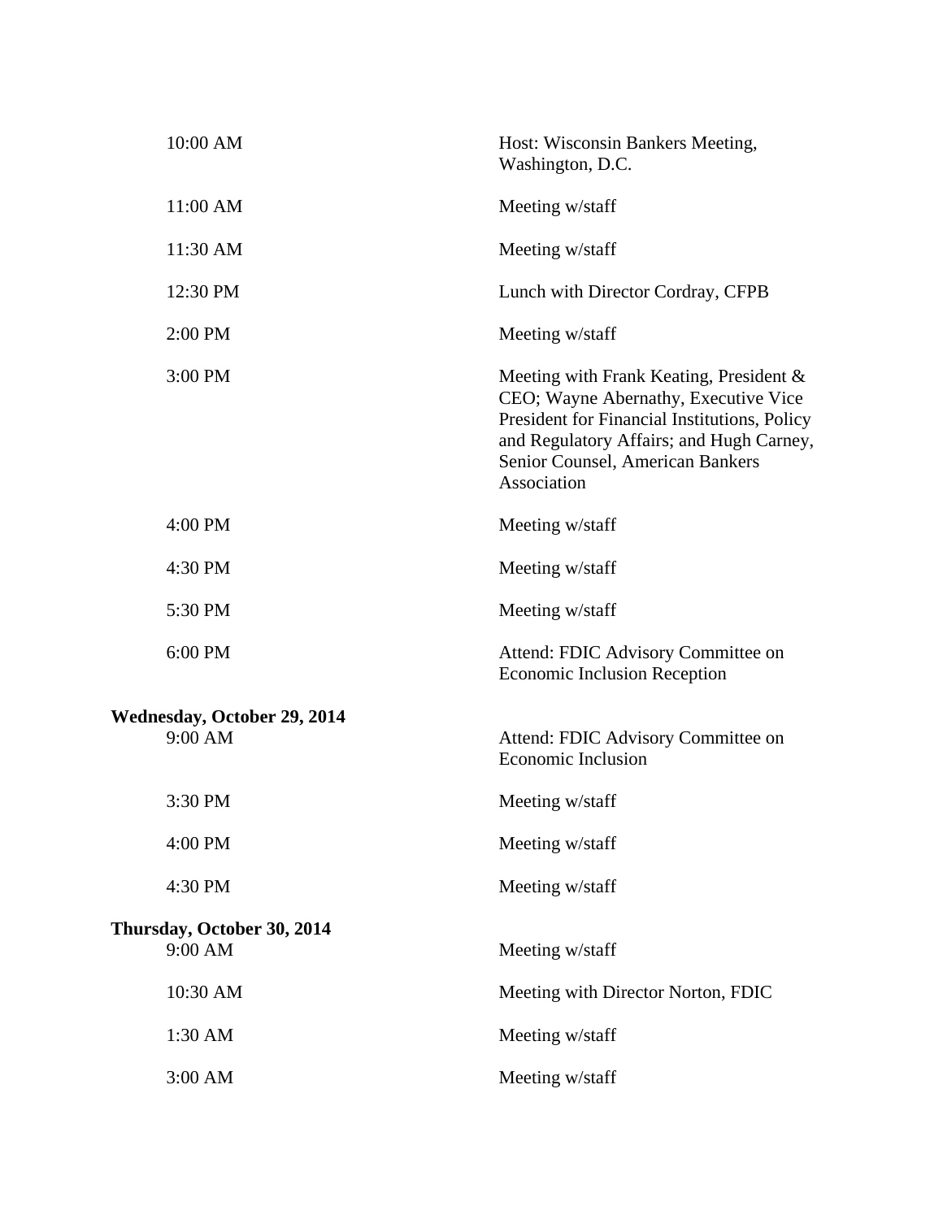| | |
|---|---|
| 10:00 AM | Host: Wisconsin Bankers Meeting, Washington, D.C. |
| 11:00 AM | Meeting w/staff |
| 11:30 AM | Meeting w/staff |
| 12:30 PM | Lunch with Director Cordray, CFPB |
| 2:00 PM | Meeting w/staff |
| 3:00 PM | Meeting with Frank Keating, President & CEO; Wayne Abernathy, Executive Vice President for Financial Institutions, Policy and Regulatory Affairs; and Hugh Carney, Senior Counsel, American Bankers Association |
| 4:00 PM | Meeting w/staff |
| 4:30 PM | Meeting w/staff |
| 5:30 PM | Meeting w/staff |
| 6:00 PM | Attend: FDIC Advisory Committee on Economic Inclusion Reception |

**Wednesday, October 29, 2014**

| | |
|---|---|
| 9:00 AM | Attend: FDIC Advisory Committee on Economic Inclusion |
| 3:30 PM | Meeting w/staff |
| 4:00 PM | Meeting w/staff |
| 4:30 PM | Meeting w/staff |

**Thursday, October 30, 2014**

| | |
|---|---|
| 9:00 AM | Meeting w/staff |
| 10:30 AM | Meeting with Director Norton, FDIC |
| 1:30 AM | Meeting w/staff |
| 3:00 AM | Meeting w/staff |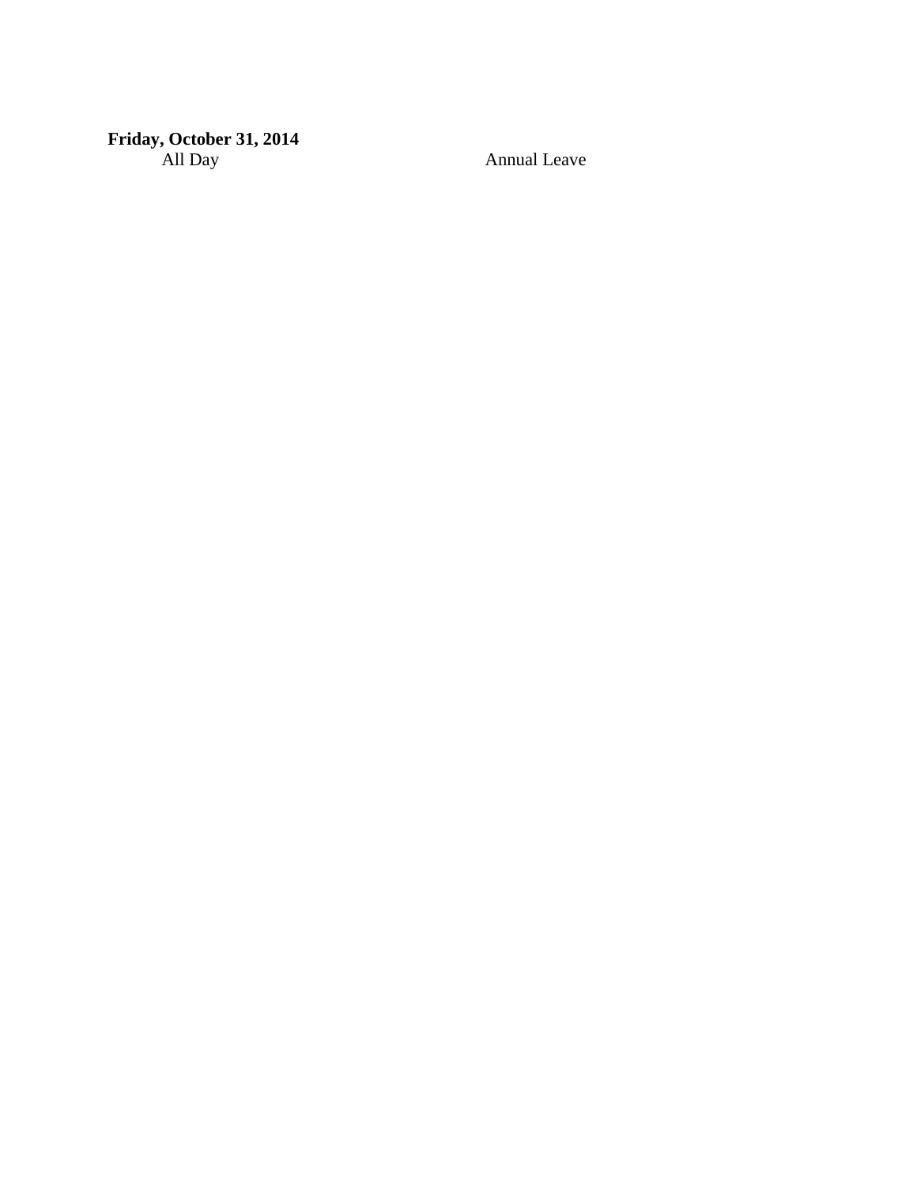**Friday, October 31, 2014**

All Day Annual Leave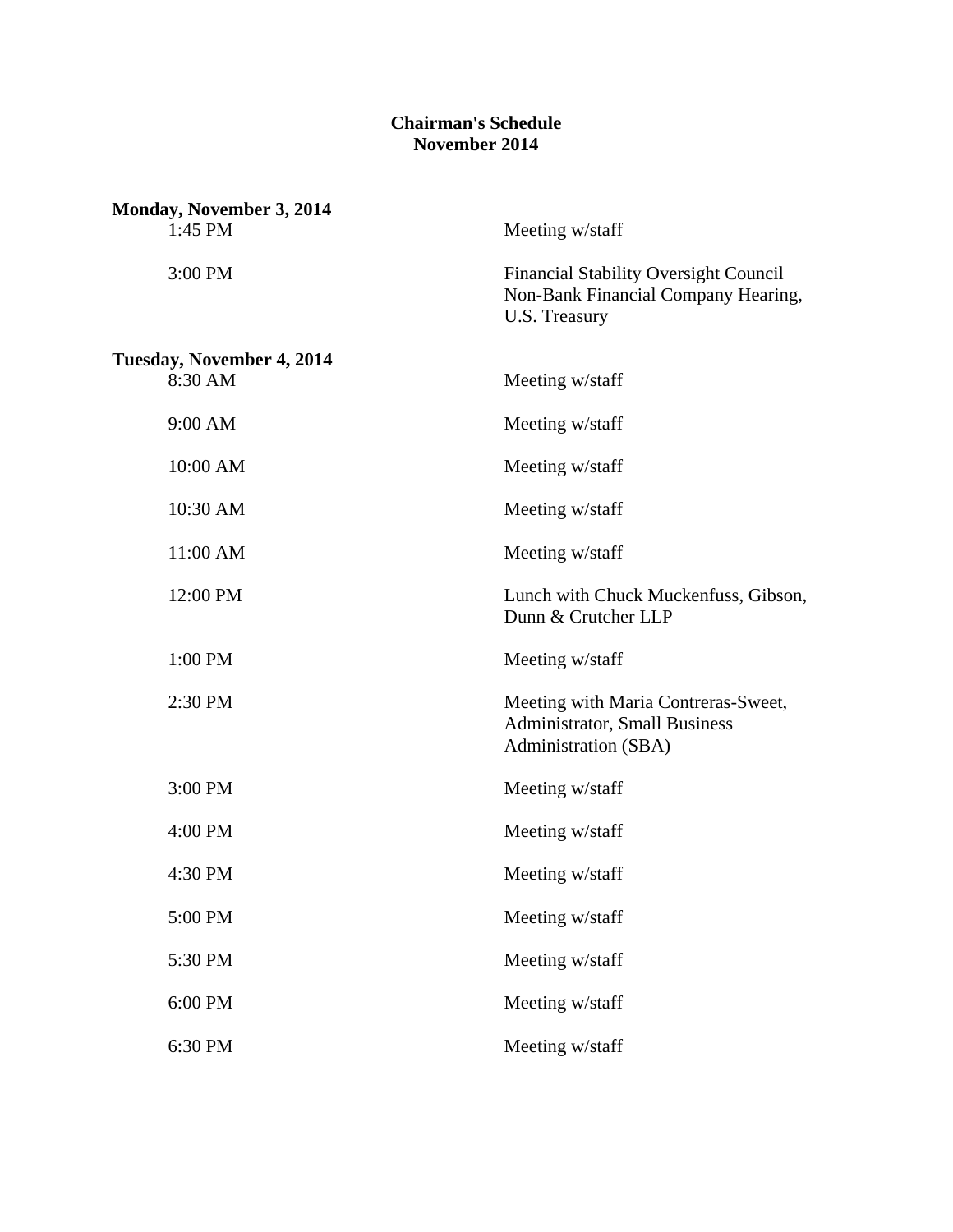**Chairman's Schedule**
**November 2014**

**Monday, November 3, 2014**

| | |
|---|---|
| 1:45 PM | Meeting w/staff |
| 3:00 PM | Financial Stability Oversight Council Non-Bank Financial Company Hearing, U.S. Treasury |

**Tuesday, November 4, 2014**

| | |
|---|---|
| 8:30 AM | Meeting w/staff |
| 9:00 AM | Meeting w/staff |
| 10:00 AM | Meeting w/staff |
| 10:30 AM | Meeting w/staff |
| 11:00 AM | Meeting w/staff |
| 12:00 PM | Lunch with Chuck Muckenfuss, Gibson, Dunn & Crutcher LLP |
| 1:00 PM | Meeting w/staff |
| 2:30 PM | Meeting with Maria Contreras-Sweet, Administrator, Small Business Administration (SBA) |
| 3:00 PM | Meeting w/staff |
| 4:00 PM | Meeting w/staff |
| 4:30 PM | Meeting w/staff |
| 5:00 PM | Meeting w/staff |
| 5:30 PM | Meeting w/staff |
| 6:00 PM | Meeting w/staff |
| 6:30 PM | Meeting w/staff |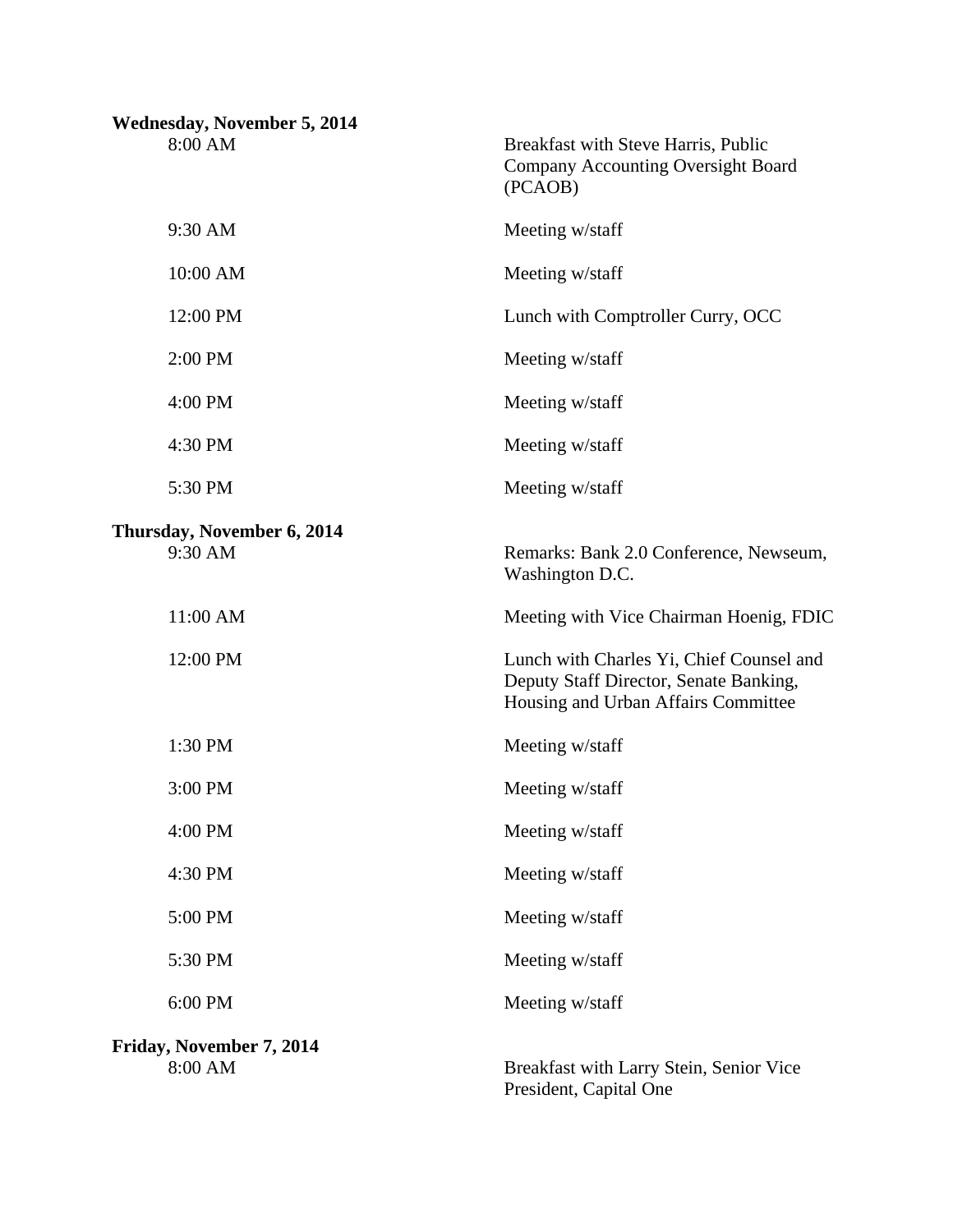**Wednesday, November 5, 2014**

| | |
|---|---|
| 8:00 AM | Breakfast with Steve Harris, Public Company Accounting Oversight Board (PCAOB) |
| 9:30 AM | Meeting w/staff |
| 10:00 AM | Meeting w/staff |
| 12:00 PM | Lunch with Comptroller Curry, OCC |
| 2:00 PM | Meeting w/staff |
| 4:00 PM | Meeting w/staff |
| 4:30 PM | Meeting w/staff |
| 5:30 PM | Meeting w/staff |

**Thursday, November 6, 2014**

| | |
|---|---|
| 9:30 AM | Remarks: Bank 2.0 Conference, Newseum, Washington D.C. |
| 11:00 AM | Meeting with Vice Chairman Hoenig, FDIC |
| 12:00 PM | Lunch with Charles Yi, Chief Counsel and Deputy Staff Director, Senate Banking, Housing and Urban Affairs Committee |
| 1:30 PM | Meeting w/staff |
| 3:00 PM | Meeting w/staff |
| 4:00 PM | Meeting w/staff |
| 4:30 PM | Meeting w/staff |
| 5:00 PM | Meeting w/staff |
| 5:30 PM | Meeting w/staff |
| 6:00 PM | Meeting w/staff |

**Friday, November 7, 2014**

| | |
|---|---|
| 8:00 AM | Breakfast with Larry Stein, Senior Vice President, Capital One |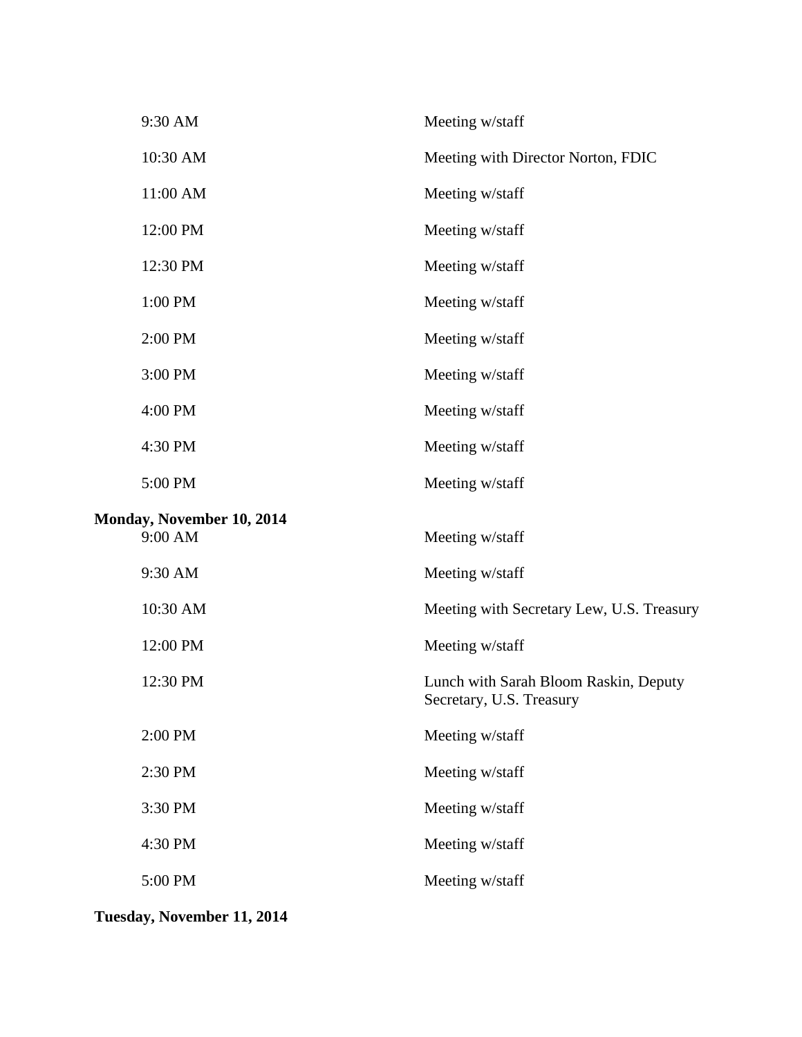| | |
|---|---|
| 9:30 AM | Meeting w/staff |
| 10:30 AM | Meeting with Director Norton, FDIC |
| 11:00 AM | Meeting w/staff |
| 12:00 PM | Meeting w/staff |
| 12:30 PM | Meeting w/staff |
| 1:00 PM | Meeting w/staff |
| 2:00 PM | Meeting w/staff |
| 3:00 PM | Meeting w/staff |
| 4:00 PM | Meeting w/staff |
| 4:30 PM | Meeting w/staff |
| 5:00 PM | Meeting w/staff |

**Monday, November 10, 2014**

| | |
|---|---|
| 9:00 AM | Meeting w/staff |
| 9:30 AM | Meeting w/staff |
| 10:30 AM | Meeting with Secretary Lew, U.S. Treasury |
| 12:00 PM | Meeting w/staff |
| 12:30 PM | Lunch with Sarah Bloom Raskin, Deputy Secretary, U.S. Treasury |
| 2:00 PM | Meeting w/staff |
| 2:30 PM | Meeting w/staff |
| 3:30 PM | Meeting w/staff |
| 4:30 PM | Meeting w/staff |
| 5:00 PM | Meeting w/staff |

**Tuesday, November 11, 2014**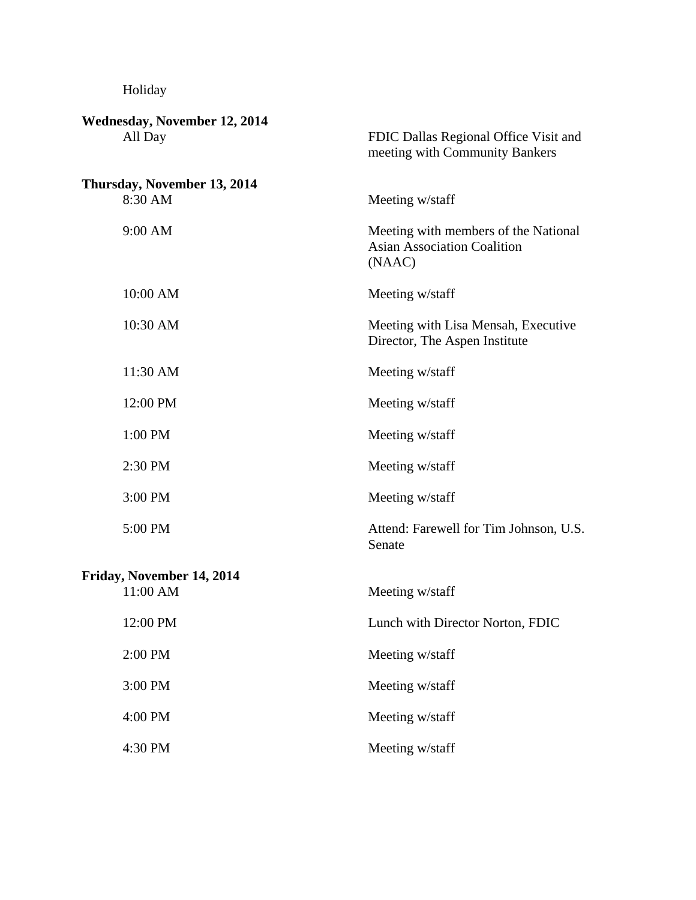Holiday

**Wednesday, November 12, 2014**

| | |
|---|---|
| All Day | FDIC Dallas Regional Office Visit and meeting with Community Bankers |

**Thursday, November 13, 2014**

| | |
|---|---|
| 8:30 AM | Meeting w/staff |
| 9:00 AM | Meeting with members of the National Asian Association Coalition (NAAC) |
| 10:00 AM | Meeting w/staff |
| 10:30 AM | Meeting with Lisa Mensah, Executive Director, The Aspen Institute |
| 11:30 AM | Meeting w/staff |
| 12:00 PM | Meeting w/staff |
| 1:00 PM | Meeting w/staff |
| 2:30 PM | Meeting w/staff |
| 3:00 PM | Meeting w/staff |
| 5:00 PM | Attend: Farewell for Tim Johnson, U.S. Senate |

**Friday, November 14, 2014**

| | |
|---|---|
| 11:00 AM | Meeting w/staff |
| 12:00 PM | Lunch with Director Norton, FDIC |
| 2:00 PM | Meeting w/staff |
| 3:00 PM | Meeting w/staff |
| 4:00 PM | Meeting w/staff |
| 4:30 PM | Meeting w/staff |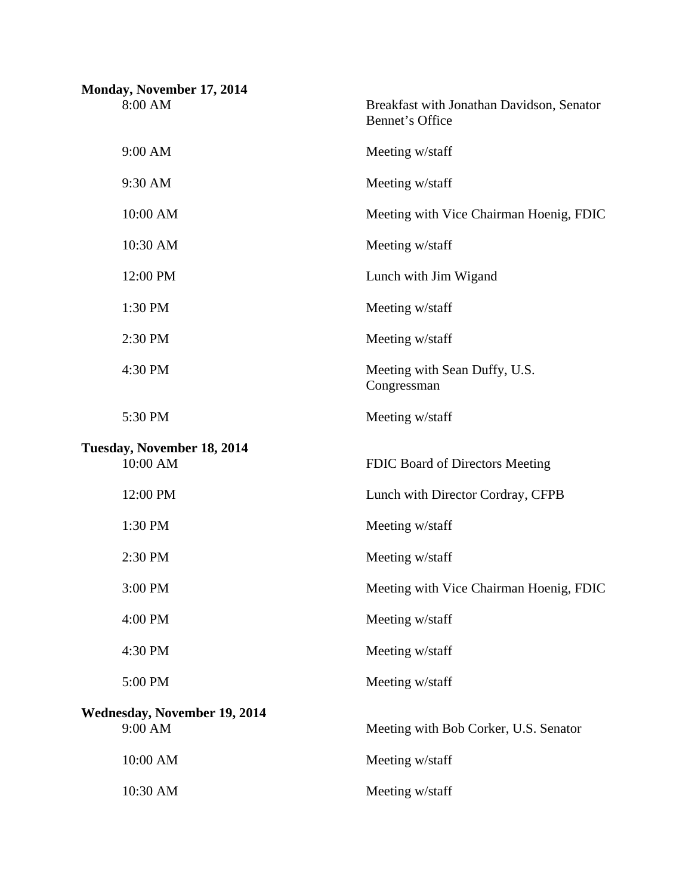**Monday, November 17, 2014**

| | |
|---|---|
| 8:00 AM | Breakfast with Jonathan Davidson, Senator Bennet's Office |
| 9:00 AM | Meeting w/staff |
| 9:30 AM | Meeting w/staff |
| 10:00 AM | Meeting with Vice Chairman Hoenig, FDIC |
| 10:30 AM | Meeting w/staff |
| 12:00 PM | Lunch with Jim Wigand |
| 1:30 PM | Meeting w/staff |
| 2:30 PM | Meeting w/staff |
| 4:30 PM | Meeting with Sean Duffy, U.S. Congressman |
| 5:30 PM | Meeting w/staff |

**Tuesday, November 18, 2014**

| | |
|---|---|
| 10:00 AM | FDIC Board of Directors Meeting |
| 12:00 PM | Lunch with Director Cordray, CFPB |
| 1:30 PM | Meeting w/staff |
| 2:30 PM | Meeting w/staff |
| 3:00 PM | Meeting with Vice Chairman Hoenig, FDIC |
| 4:00 PM | Meeting w/staff |
| 4:30 PM | Meeting w/staff |
| 5:00 PM | Meeting w/staff |

**Wednesday, November 19, 2014**

| | |
|---|---|
| 9:00 AM | Meeting with Bob Corker, U.S. Senator |
| 10:00 AM | Meeting w/staff |
| 10:30 AM | Meeting w/staff |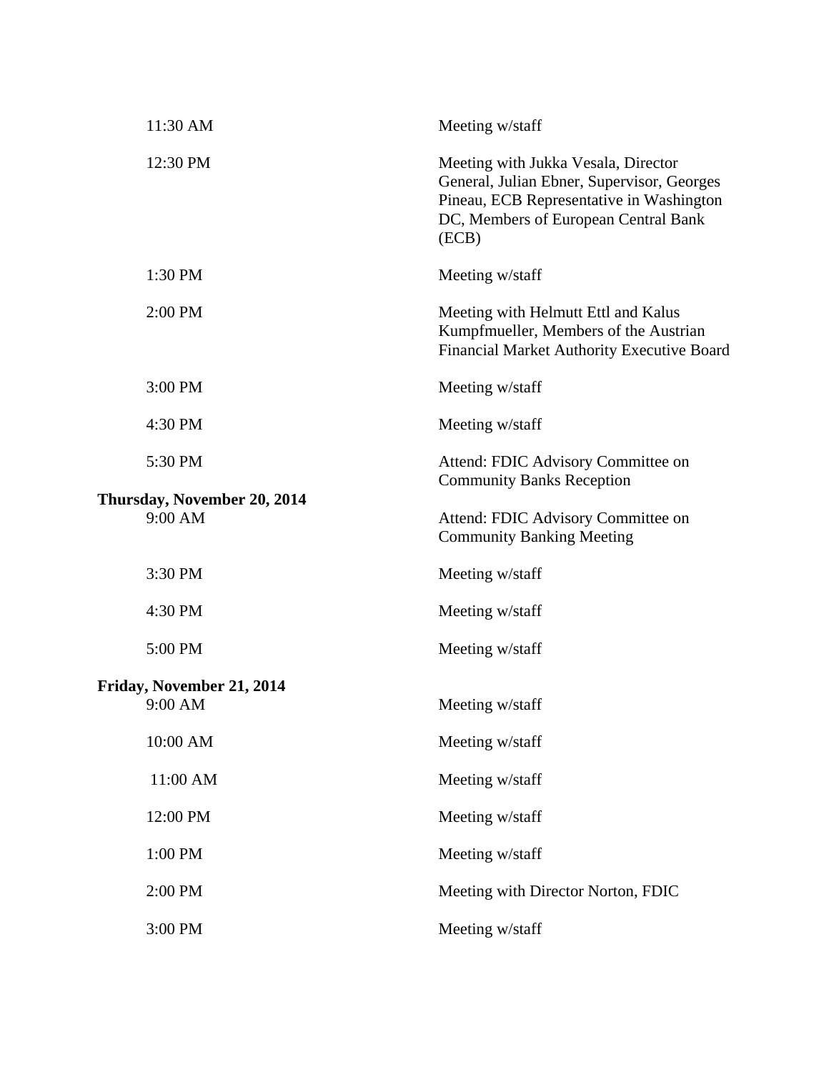| | |
|---|---|
| 11:30 AM | Meeting w/staff |
| 12:30 PM | Meeting with Jukka Vesala, Director General, Julian Ebner, Supervisor, Georges Pineau, ECB Representative in Washington DC, Members of European Central Bank (ECB) |
| 1:30 PM | Meeting w/staff |
| 2:00 PM | Meeting with Helmutt Ettl and Kalus Kumpfmueller, Members of the Austrian Financial Market Authority Executive Board |
| 3:00 PM | Meeting w/staff |
| 4:30 PM | Meeting w/staff |
| 5:30 PM | Attend: FDIC Advisory Committee on Community Banks Reception |

**Thursday, November 20, 2014**

| | |
|---|---|
| 9:00 AM | Attend: FDIC Advisory Committee on Community Banking Meeting |
| 3:30 PM | Meeting w/staff |
| 4:30 PM | Meeting w/staff |
| 5:00 PM | Meeting w/staff |

**Friday, November 21, 2014**

| | |
|---|---|
| 9:00 AM | Meeting w/staff |
| 10:00 AM | Meeting w/staff |
| 11:00 AM | Meeting w/staff |
| 12:00 PM | Meeting w/staff |
| 1:00 PM | Meeting w/staff |
| 2:00 PM | Meeting with Director Norton, FDIC |
| 3:00 PM | Meeting w/staff |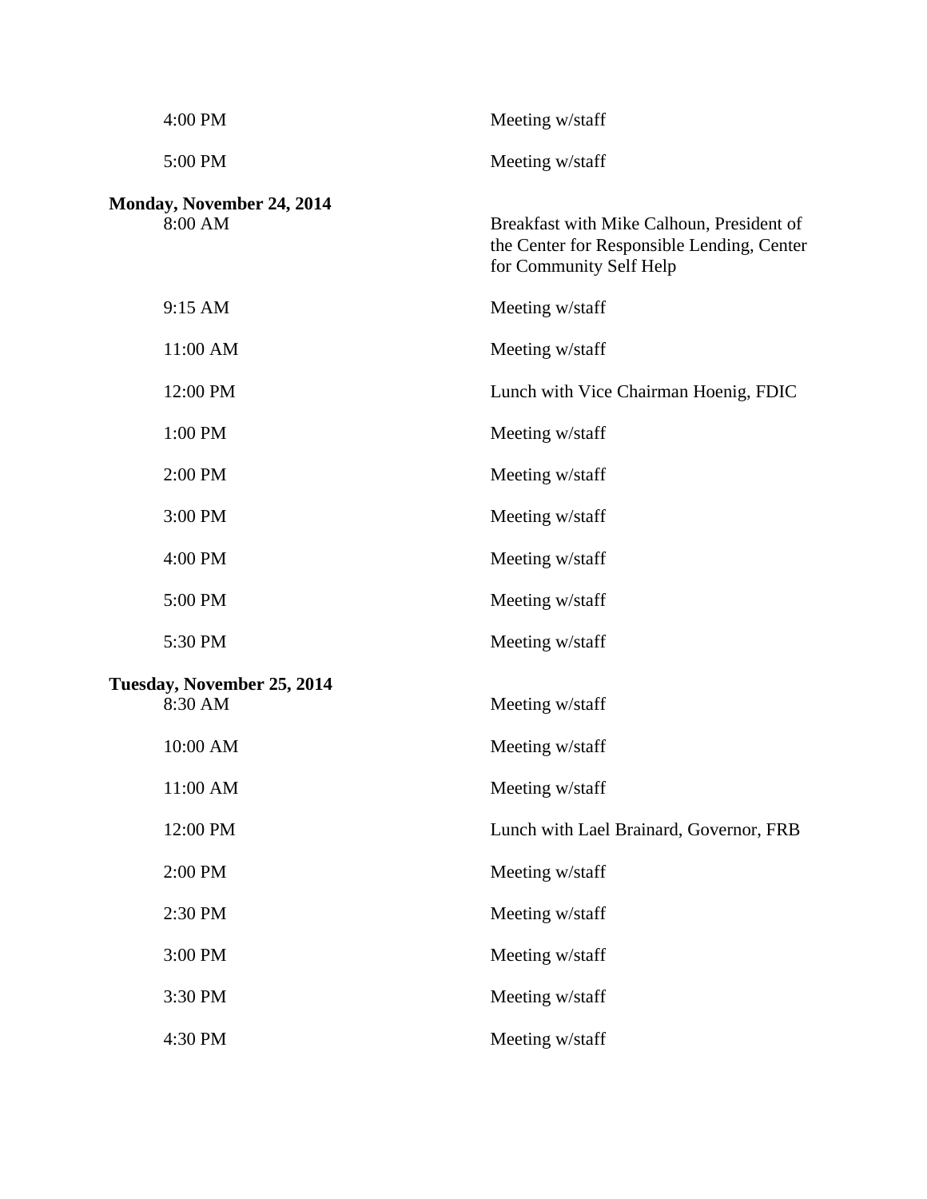| | |
|---|---|
| 4:00 PM | Meeting w/staff |
| 5:00 PM | Meeting w/staff |

**Monday, November 24, 2014**

| | |
|---|---|
| 8:00 AM | Breakfast with Mike Calhoun, President of the Center for Responsible Lending, Center for Community Self Help |
| 9:15 AM | Meeting w/staff |
| 11:00 AM | Meeting w/staff |
| 12:00 PM | Lunch with Vice Chairman Hoenig, FDIC |
| 1:00 PM | Meeting w/staff |
| 2:00 PM | Meeting w/staff |
| 3:00 PM | Meeting w/staff |
| 4:00 PM | Meeting w/staff |
| 5:00 PM | Meeting w/staff |
| 5:30 PM | Meeting w/staff |

**Tuesday, November 25, 2014**

| | |
|---|---|
| 8:30 AM | Meeting w/staff |
| 10:00 AM | Meeting w/staff |
| 11:00 AM | Meeting w/staff |
| 12:00 PM | Lunch with Lael Brainard, Governor, FRB |
| 2:00 PM | Meeting w/staff |
| 2:30 PM | Meeting w/staff |
| 3:00 PM | Meeting w/staff |
| 3:30 PM | Meeting w/staff |
| 4:30 PM | Meeting w/staff |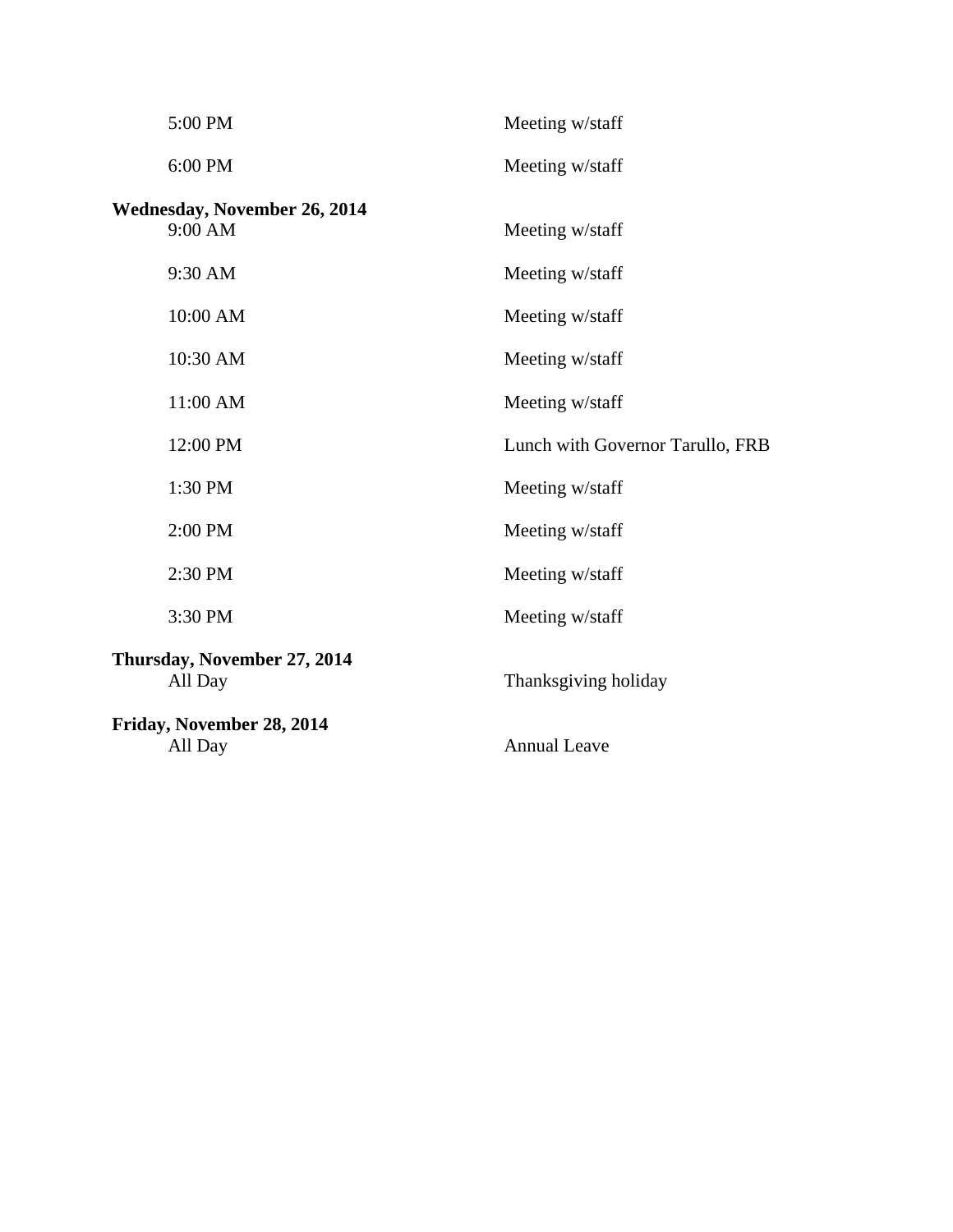| | |
|---|---|
| 5:00 PM | Meeting w/staff |
| 6:00 PM | Meeting w/staff |

**Wednesday, November 26, 2014**

| | |
|---|---|
| 9:00 AM | Meeting w/staff |
| 9:30 AM | Meeting w/staff |
| 10:00 AM | Meeting w/staff |
| 10:30 AM | Meeting w/staff |
| 11:00 AM | Meeting w/staff |
| 12:00 PM | Lunch with Governor Tarullo, FRB |
| 1:30 PM | Meeting w/staff |
| 2:00 PM | Meeting w/staff |
| 2:30 PM | Meeting w/staff |
| 3:30 PM | Meeting w/staff |

**Thursday, November 27, 2014**

| | |
|---|---|
| All Day | Thanksgiving holiday |

**Friday, November 28, 2014**

| | |
|---|---|
| All Day | Annual Leave |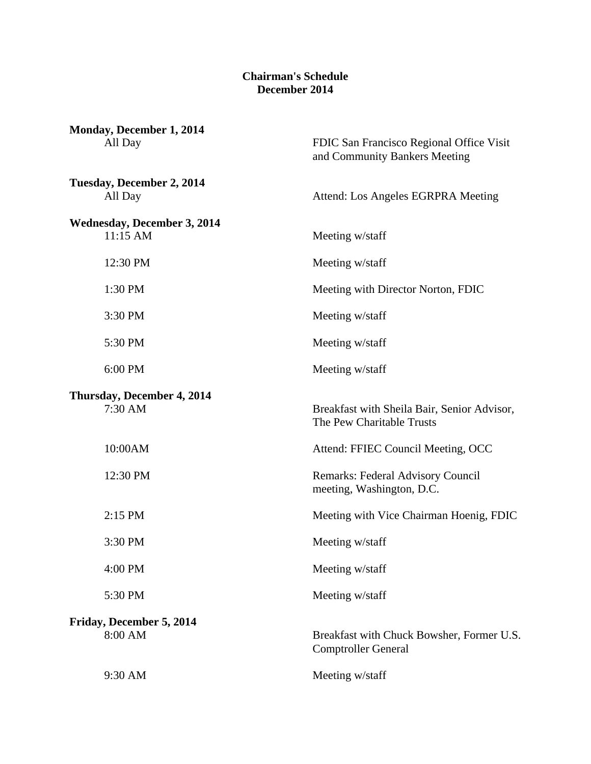# Chairman's Schedule
## December 2014

**Monday, December 1, 2014**

| | |
|---|---|
| All Day | FDIC San Francisco Regional Office Visit and Community Bankers Meeting |

**Tuesday, December 2, 2014**

| | |
|---|---|
| All Day | Attend: Los Angeles EGRPRA Meeting |

**Wednesday, December 3, 2014**

| | |
|---|---|
| 11:15 AM | Meeting w/staff |
| 12:30 PM | Meeting w/staff |
| 1:30 PM | Meeting with Director Norton, FDIC |
| 3:30 PM | Meeting w/staff |
| 5:30 PM | Meeting w/staff |
| 6:00 PM | Meeting w/staff |

**Thursday, December 4, 2014**

| | |
|---|---|
| 7:30 AM | Breakfast with Sheila Bair, Senior Advisor, The Pew Charitable Trusts |
| 10:00AM | Attend: FFIEC Council Meeting, OCC |
| 12:30 PM | Remarks: Federal Advisory Council meeting, Washington, D.C. |
| 2:15 PM | Meeting with Vice Chairman Hoenig, FDIC |
| 3:30 PM | Meeting w/staff |
| 4:00 PM | Meeting w/staff |
| 5:30 PM | Meeting w/staff |

**Friday, December 5, 2014**

| | |
|---|---|
| 8:00 AM | Breakfast with Chuck Bowsher, Former U.S. Comptroller General |
| 9:30 AM | Meeting w/staff |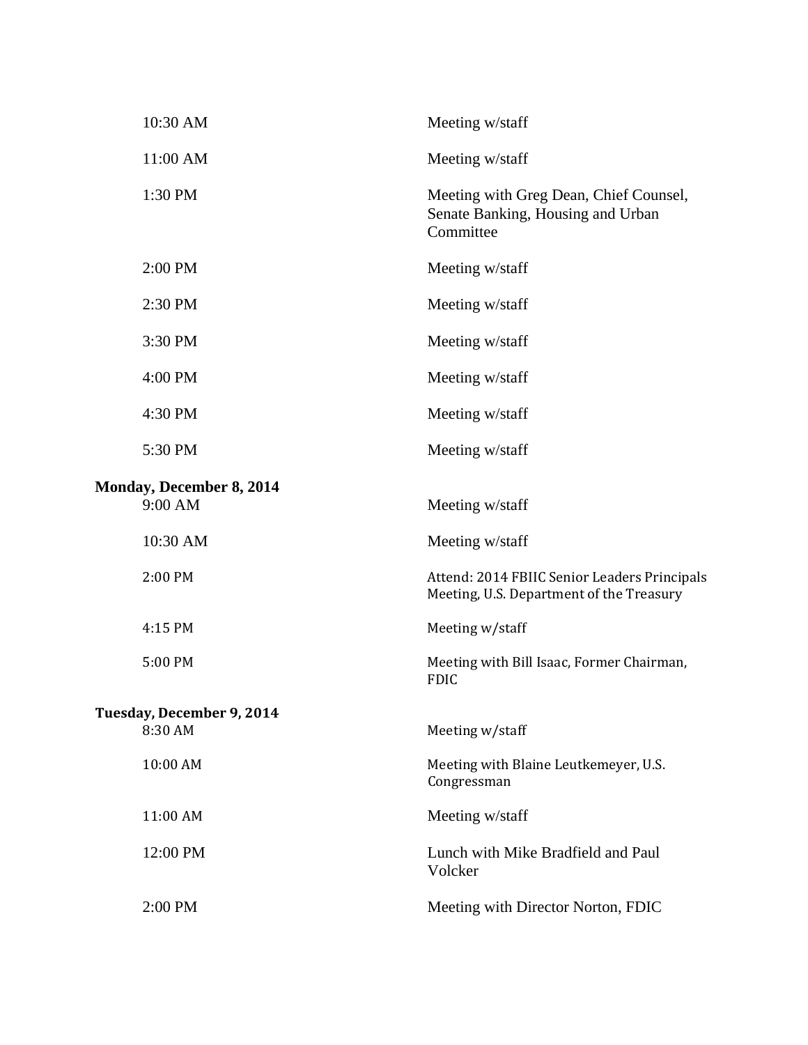| | |
|---|---|
| 10:30 AM | Meeting w/staff |
| 11:00 AM | Meeting w/staff |
| 1:30 PM | Meeting with Greg Dean, Chief Counsel, Senate Banking, Housing and Urban Committee |
| 2:00 PM | Meeting w/staff |
| 2:30 PM | Meeting w/staff |
| 3:30 PM | Meeting w/staff |
| 4:00 PM | Meeting w/staff |
| 4:30 PM | Meeting w/staff |
| 5:30 PM | Meeting w/staff |

**Monday, December 8, 2014**

| | |
|---|---|
| 9:00 AM | Meeting w/staff |
| 10:30 AM | Meeting w/staff |
| 2:00 PM | Attend: 2014 FBIIC Senior Leaders Principals Meeting, U.S. Department of the Treasury |
| 4:15 PM | Meeting w/staff |
| 5:00 PM | Meeting with Bill Isaac, Former Chairman, FDIC |

**Tuesday, December 9, 2014**

| | |
|---|---|
| 8:30 AM | Meeting w/staff |
| 10:00 AM | Meeting with Blaine Leutkemeyer, U.S. Congressman |
| 11:00 AM | Meeting w/staff |
| 12:00 PM | Lunch with Mike Bradfield and Paul Volcker |
| 2:00 PM | Meeting with Director Norton, FDIC |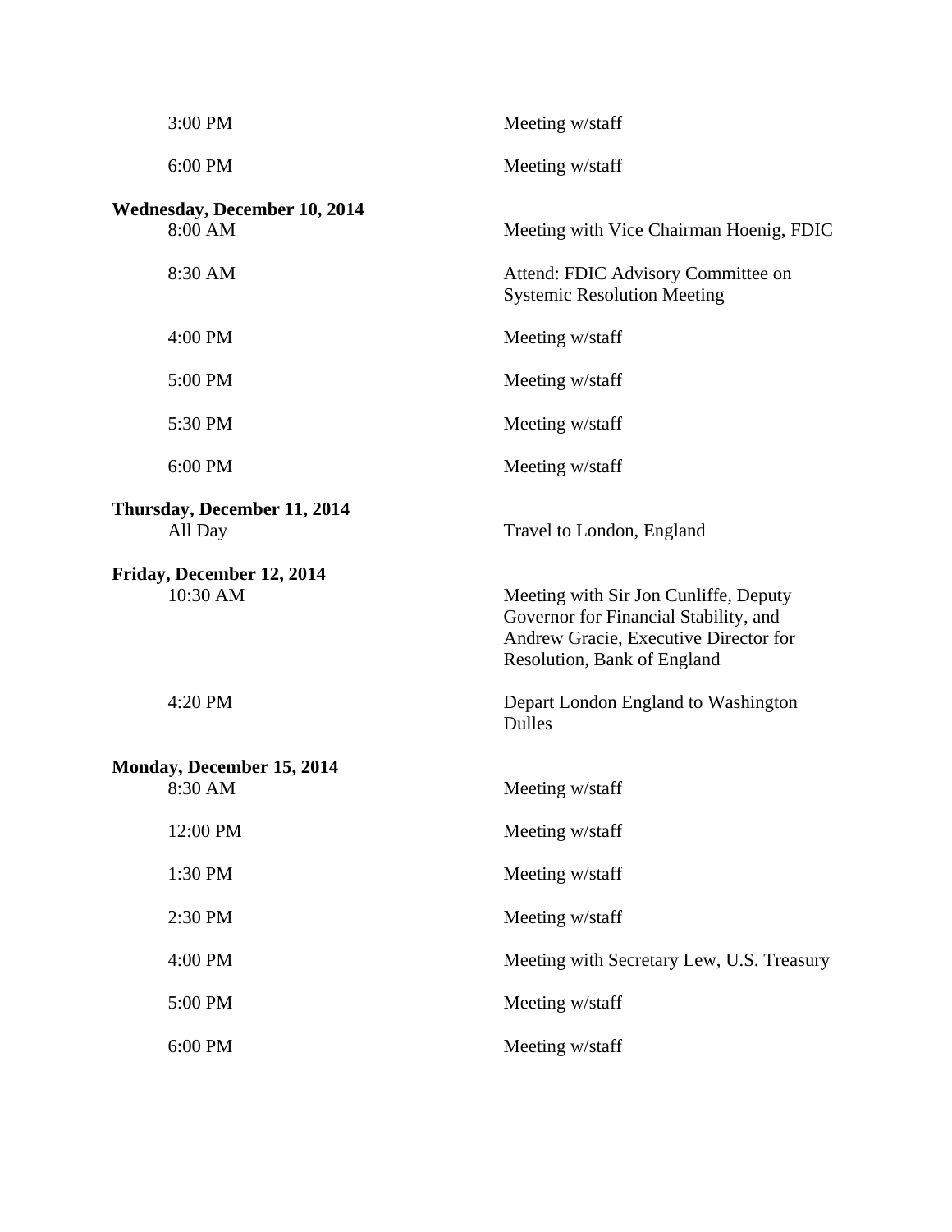| | |
|---|---|
| 3:00 PM | Meeting w/staff |
| 6:00 PM | Meeting w/staff |

**Wednesday, December 10, 2014**

| | |
|---|---|
| 8:00 AM | Meeting with Vice Chairman Hoenig, FDIC |
| 8:30 AM | Attend: FDIC Advisory Committee on Systemic Resolution Meeting |
| 4:00 PM | Meeting w/staff |
| 5:00 PM | Meeting w/staff |
| 5:30 PM | Meeting w/staff |
| 6:00 PM | Meeting w/staff |

**Thursday, December 11, 2014**

| | |
|---|---|
| All Day | Travel to London, England |

**Friday, December 12, 2014**

| | |
|---|---|
| 10:30 AM | Meeting with Sir Jon Cunliffe, Deputy Governor for Financial Stability, and Andrew Gracie, Executive Director for Resolution, Bank of England |
| 4:20 PM | Depart London England to Washington Dulles |

**Monday, December 15, 2014**

| | |
|---|---|
| 8:30 AM | Meeting w/staff |
| 12:00 PM | Meeting w/staff |
| 1:30 PM | Meeting w/staff |
| 2:30 PM | Meeting w/staff |
| 4:00 PM | Meeting with Secretary Lew, U.S. Treasury |
| 5:00 PM | Meeting w/staff |
| 6:00 PM | Meeting w/staff |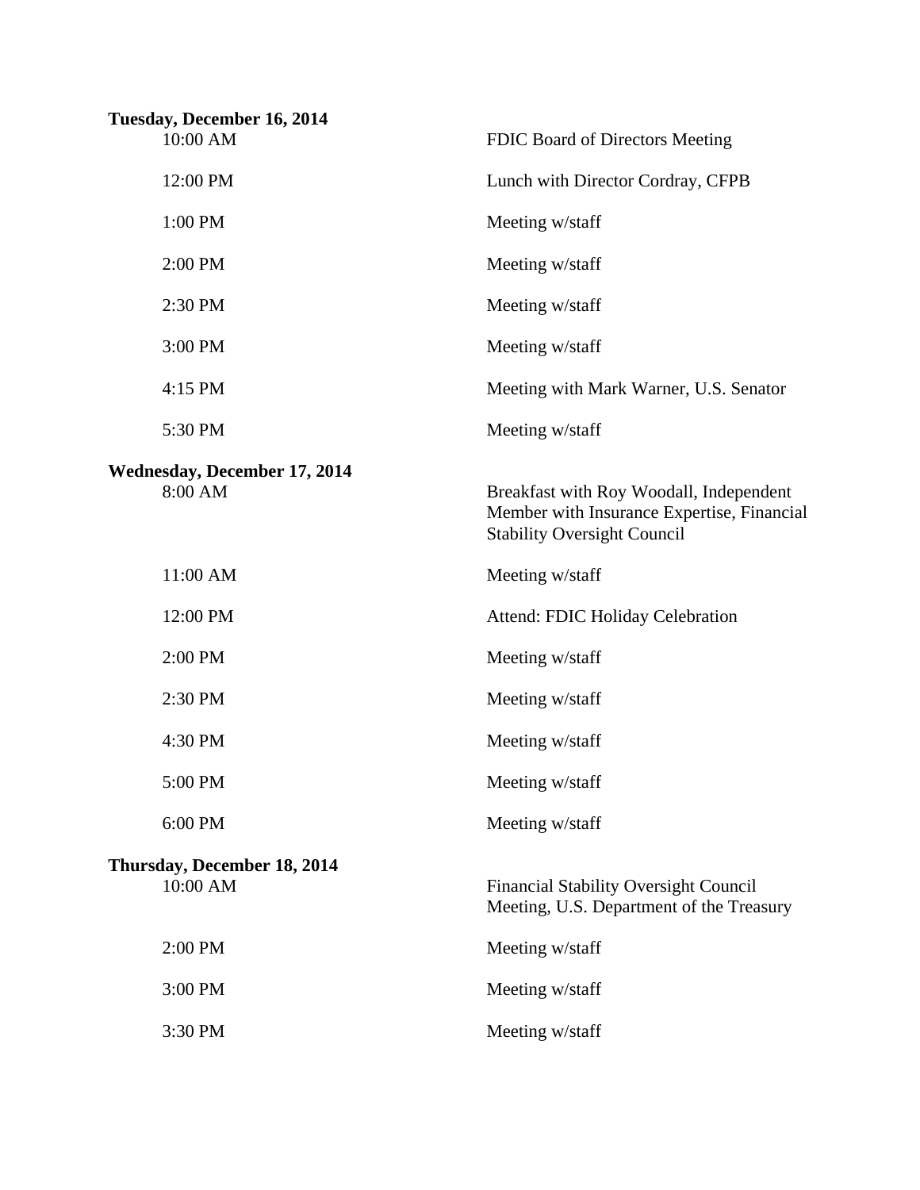**Tuesday, December 16, 2014**

| | |
|---|---|
| 10:00 AM | FDIC Board of Directors Meeting |
| 12:00 PM | Lunch with Director Cordray, CFPB |
| 1:00 PM | Meeting w/staff |
| 2:00 PM | Meeting w/staff |
| 2:30 PM | Meeting w/staff |
| 3:00 PM | Meeting w/staff |
| 4:15 PM | Meeting with Mark Warner, U.S. Senator |
| 5:30 PM | Meeting w/staff |

**Wednesday, December 17, 2014**

| | |
|---|---|
| 8:00 AM | Breakfast with Roy Woodall, Independent Member with Insurance Expertise, Financial Stability Oversight Council |
| 11:00 AM | Meeting w/staff |
| 12:00 PM | Attend: FDIC Holiday Celebration |
| 2:00 PM | Meeting w/staff |
| 2:30 PM | Meeting w/staff |
| 4:30 PM | Meeting w/staff |
| 5:00 PM | Meeting w/staff |
| 6:00 PM | Meeting w/staff |

**Thursday, December 18, 2014**

| | |
|---|---|
| 10:00 AM | Financial Stability Oversight Council Meeting, U.S. Department of the Treasury |
| 2:00 PM | Meeting w/staff |
| 3:00 PM | Meeting w/staff |
| 3:30 PM | Meeting w/staff |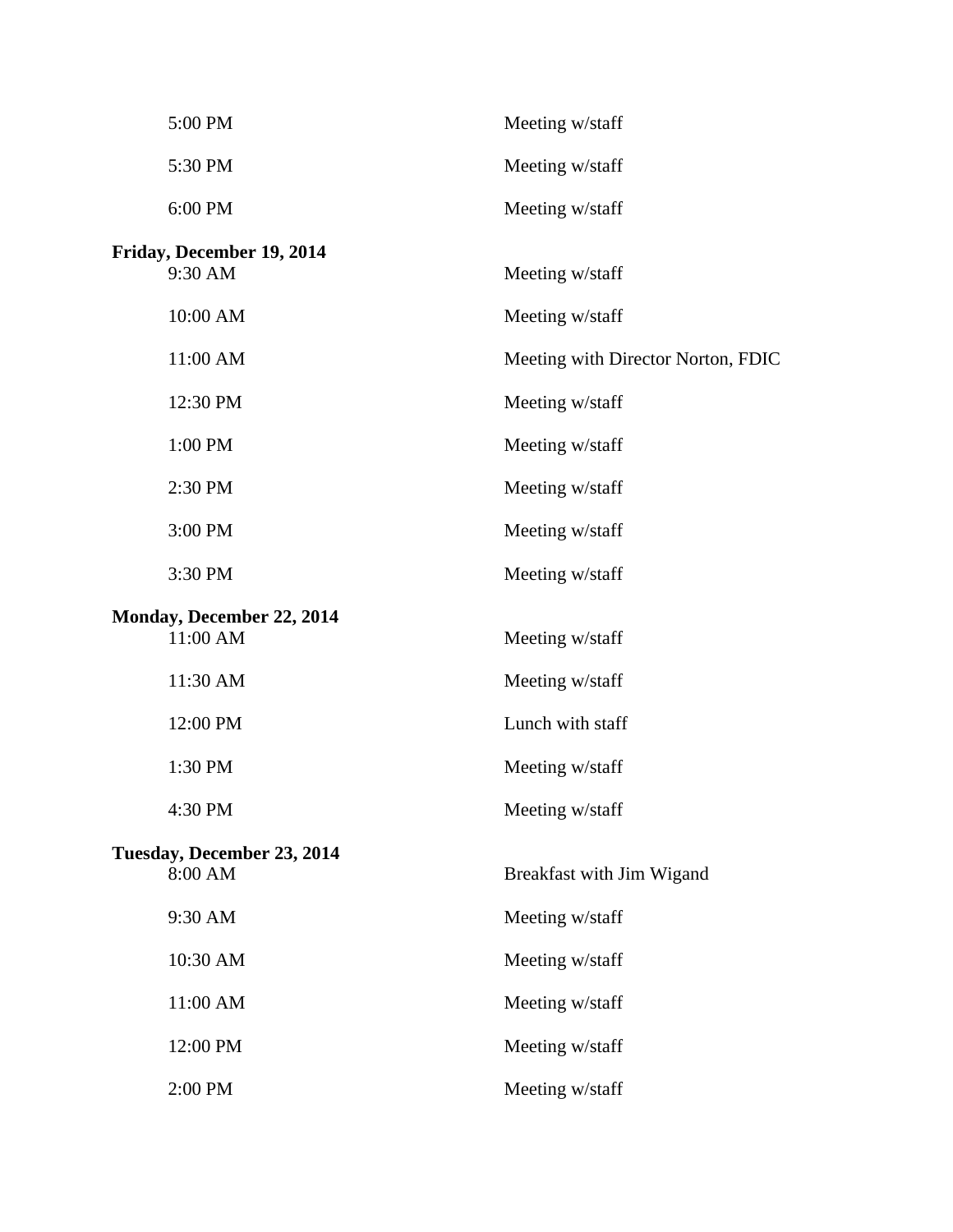| | |
|---|---|
| 5:00 PM | Meeting w/staff |
| 5:30 PM | Meeting w/staff |
| 6:00 PM | Meeting w/staff |

**Friday, December 19, 2014**

| | |
|---|---|
| 9:30 AM | Meeting w/staff |
| 10:00 AM | Meeting w/staff |
| 11:00 AM | Meeting with Director Norton, FDIC |
| 12:30 PM | Meeting w/staff |
| 1:00 PM | Meeting w/staff |
| 2:30 PM | Meeting w/staff |
| 3:00 PM | Meeting w/staff |
| 3:30 PM | Meeting w/staff |

**Monday, December 22, 2014**

| | |
|---|---|
| 11:00 AM | Meeting w/staff |
| 11:30 AM | Meeting w/staff |
| 12:00 PM | Lunch with staff |
| 1:30 PM | Meeting w/staff |
| 4:30 PM | Meeting w/staff |

**Tuesday, December 23, 2014**

| | |
|---|---|
| 8:00 AM | Breakfast with Jim Wigand |
| 9:30 AM | Meeting w/staff |
| 10:30 AM | Meeting w/staff |
| 11:00 AM | Meeting w/staff |
| 12:00 PM | Meeting w/staff |
| 2:00 PM | Meeting w/staff |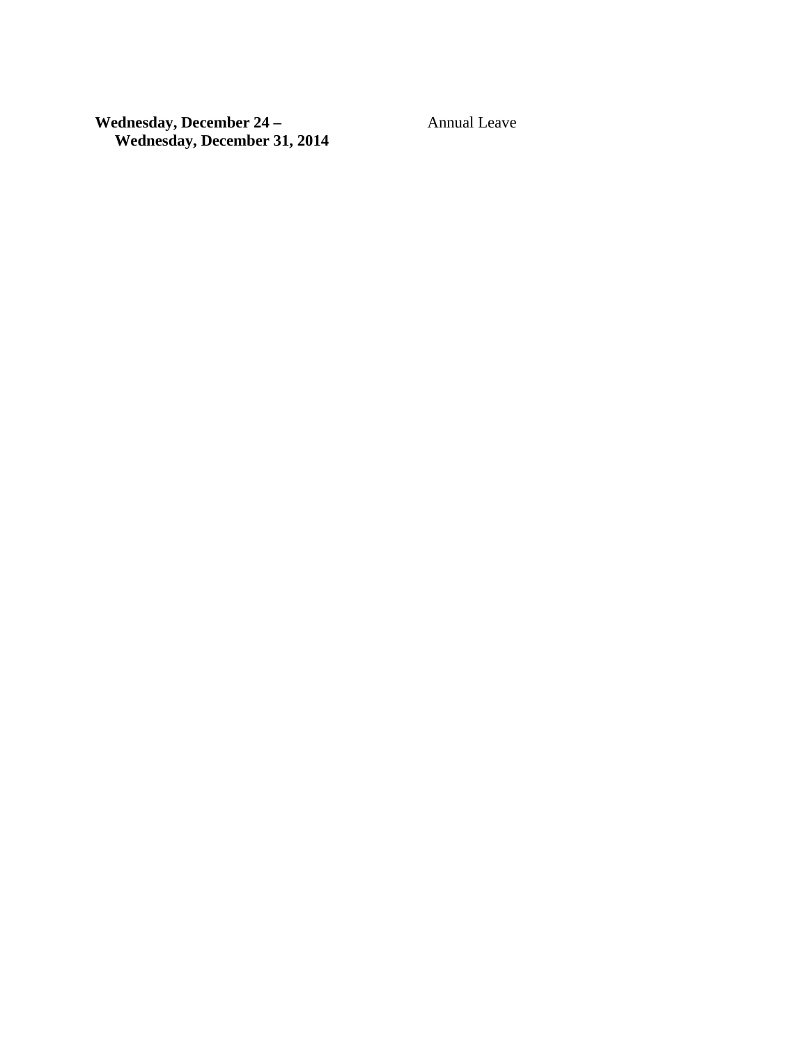**Wednesday, December 24 – Wednesday, December 31, 2014** Annual Leave